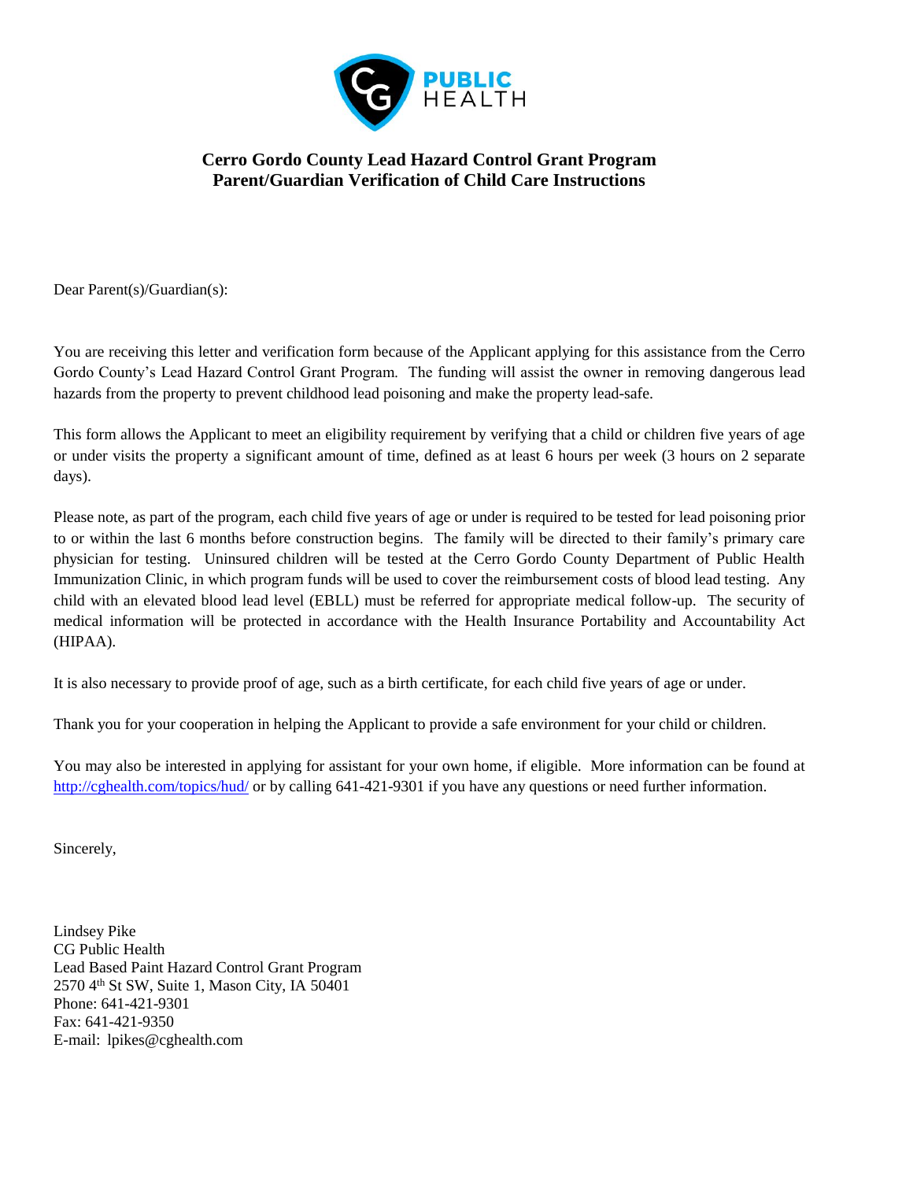# Cerro Gordo County Lead Hazard Control Grant Program
# Parent/Guardian Verification of Child Care Instructions

Dear Parent(s)/Guardian(s):

You are receiving this letter and verification form because of the Applicant applying for this assistance from the Cerro Gordo County's Lead Hazard Control Grant Program. The funding will assist the owner in removing dangerous lead hazards from the property to prevent childhood lead poisoning and make the property lead-safe.

This form allows the Applicant to meet an eligibility requirement by verifying that a child or children five years of age or under visits the property a significant amount of time, defined as at least 6 hours per week (3 hours on 2 separate days).

Please note, as part of the program, each child five years of age or under is required to be tested for lead poisoning prior to or within the last 6 months before construction begins. The family will be directed to their family's primary care physician for testing. Uninsured children will be tested at the Cerro Gordo County Department of Public Health Immunization Clinic, in which program funds will be used to cover the reimbursement costs of blood lead testing. Any child with an elevated blood lead level (EBLL) must be referred for appropriate medical follow-up. The security of medical information will be protected in accordance with the Health Insurance Portability and Accountability Act (HIPAA).

It is also necessary to provide proof of age, such as a birth certificate, for each child five years of age or under.

Thank you for your cooperation in helping the Applicant to provide a safe environment for your child or children.

You may also be interested in applying for assistant for your own home, if eligible. More information can be found at [http://cghealth.com/topics/hud/](http://cghealth.com/topics/hud/) or by calling 641-421-9301 if you have any questions or need further information.

Sincerely,

Lindsey Pike
CG Public Health
Lead Based Paint Hazard Control Grant Program
2570 4th St SW, Suite 1, Mason City, IA 50401
Phone: 641-421-9301
Fax: 641-421-9350
E-mail: lpikes@cghealth.com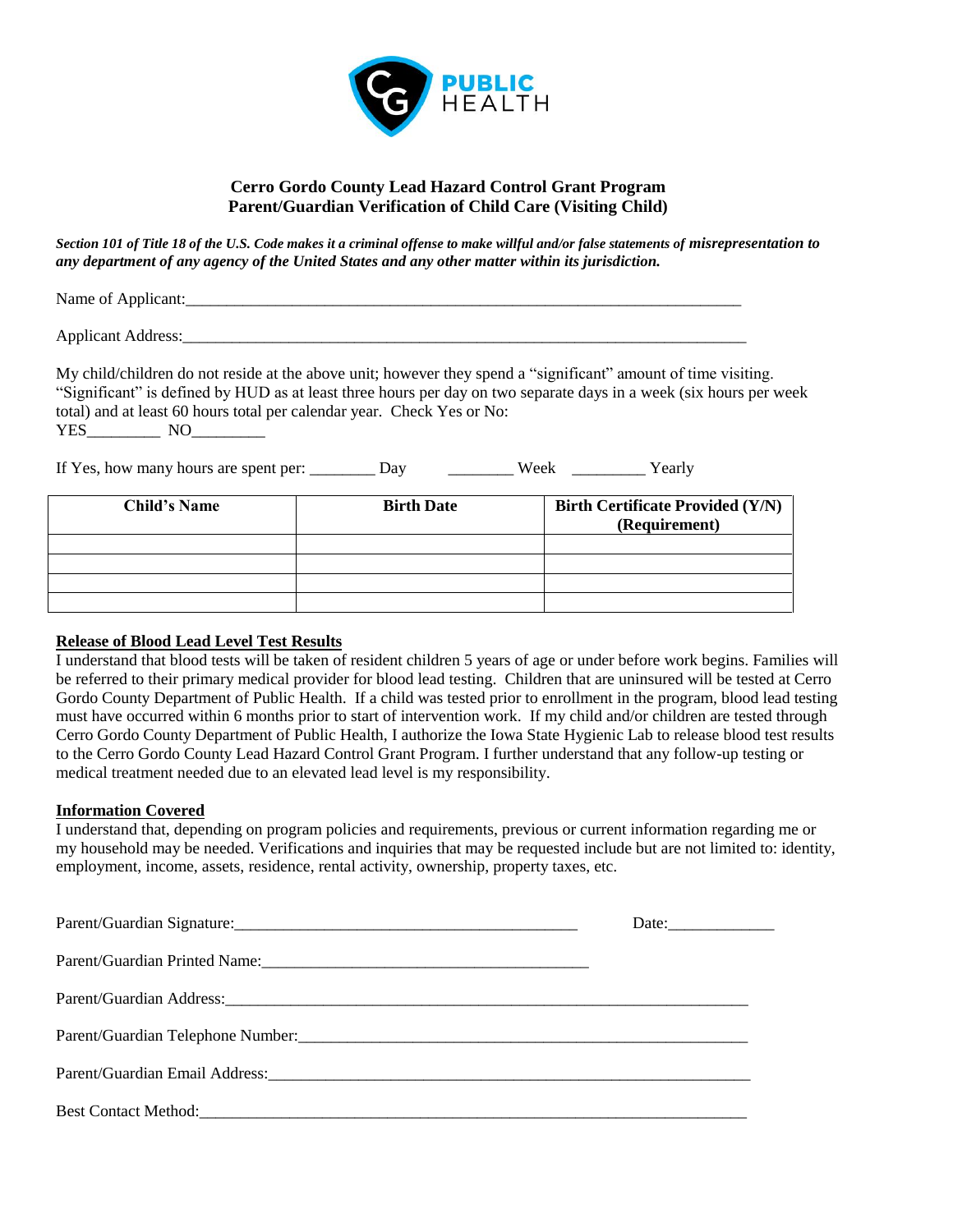PUBLIC HEALTH

**Cerro Gordo County Lead Hazard Control Grant Program**
**Parent/Guardian Verification of Child Care (Visiting Child)**

***Section 101 of Title 18 of the U.S. Code makes it a criminal offense to make willful and/or false statements of misrepresentation to any department of any agency of the United States and any other matter within its jurisdiction.***

Name of Applicant:_______________________________________________________________________

Applicant Address:_______________________________________________________________________

My child/children do not reside at the above unit; however they spend a "significant" amount of time visiting. "Significant" is defined by HUD as at least three hours per day on two separate days in a week (six hours per week total) and at least 60 hours total per calendar year. Check Yes or No:
YES_________ NO_________

If Yes, how many hours are spent per: ________ Day ________ Week _________ Yearly

| Child's Name | Birth Date | Birth Certificate Provided (Y/N) (Requirement) |
|---|---|---|
| | | |
| | | |
| | | |
| | | |

**Release of Blood Lead Level Test Results**

I understand that blood tests will be taken of resident children 5 years of age or under before work begins. Families will be referred to their primary medical provider for blood lead testing. Children that are uninsured will be tested at Cerro Gordo County Department of Public Health. If a child was tested prior to enrollment in the program, blood lead testing must have occurred within 6 months prior to start of intervention work. If my child and/or children are tested through Cerro Gordo County Department of Public Health, I authorize the Iowa State Hygienic Lab to release blood test results to the Cerro Gordo County Lead Hazard Control Grant Program. I further understand that any follow-up testing or medical treatment needed due to an elevated lead level is my responsibility.

**Information Covered**

I understand that, depending on program policies and requirements, previous or current information regarding me or my household may be needed. Verifications and inquiries that may be requested include but are not limited to: identity, employment, income, assets, residence, rental activity, ownership, property taxes, etc.

Parent/Guardian Signature:__________________________________________ Date:_____________

Parent/Guardian Printed Name:_________________________________________

Parent/Guardian Address:_____________________________________________________________________

Parent/Guardian Telephone Number:____________________________________________________________

Parent/Guardian Email Address:________________________________________________________________

Best Contact Method:__________________________________________________________________________